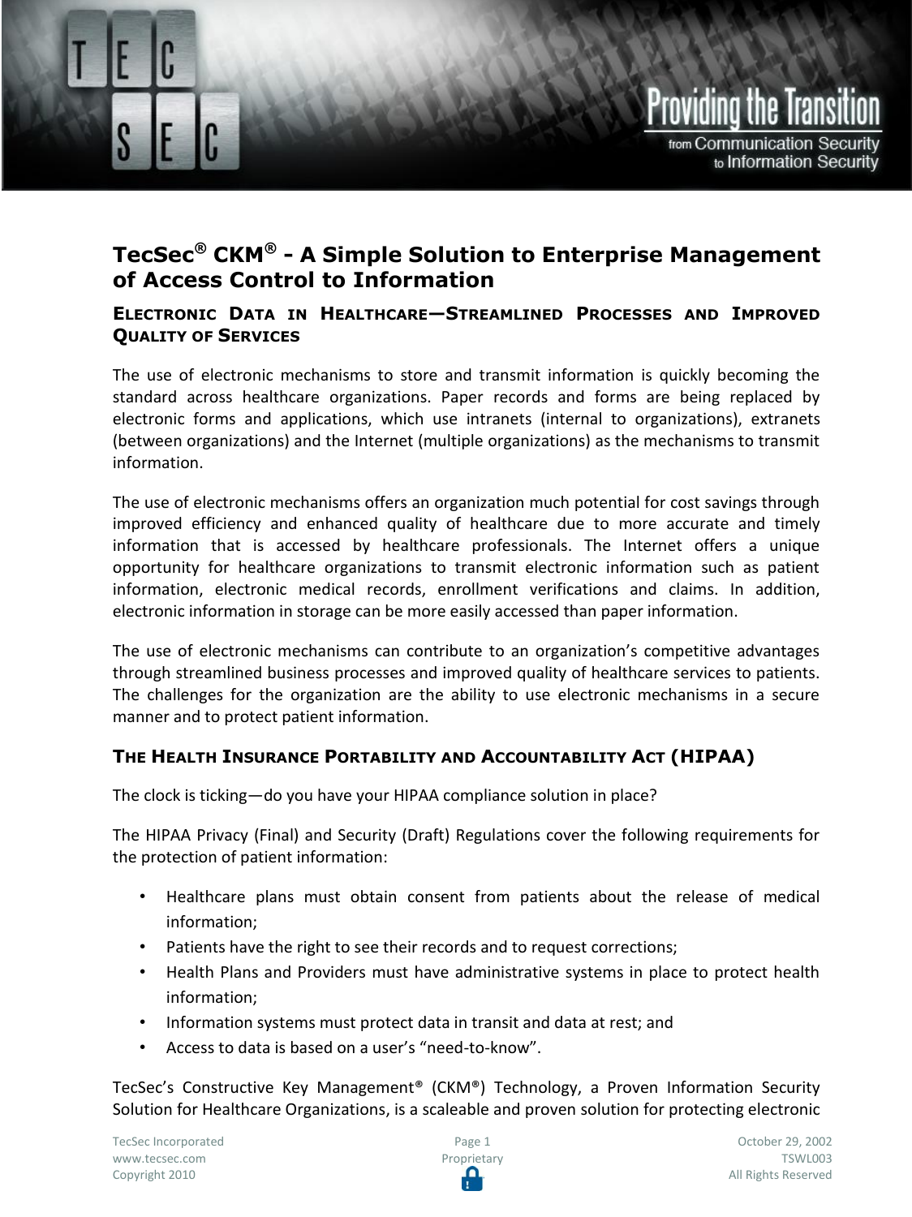# TecSec® CKM® - A Simple Solution to Enterprise Management of Access Control to Information

## Electronic Data in Healthcare—Streamlined Processes and Improved Quality of Services

The use of electronic mechanisms to store and transmit information is quickly becoming the standard across healthcare organizations. Paper records and forms are being replaced by electronic forms and applications, which use intranets (internal to organizations), extranets (between organizations) and the Internet (multiple organizations) as the mechanisms to transmit information.

The use of electronic mechanisms offers an organization much potential for cost savings through improved efficiency and enhanced quality of healthcare due to more accurate and timely information that is accessed by healthcare professionals. The Internet offers a unique opportunity for healthcare organizations to transmit electronic information such as patient information, electronic medical records, enrollment verifications and claims. In addition, electronic information in storage can be more easily accessed than paper information.

The use of electronic mechanisms can contribute to an organization's competitive advantages through streamlined business processes and improved quality of healthcare services to patients. The challenges for the organization are the ability to use electronic mechanisms in a secure manner and to protect patient information.

## The Health Insurance Portability and Accountability Act (HIPAA)

The clock is ticking—do you have your HIPAA compliance solution in place?

The HIPAA Privacy (Final) and Security (Draft) Regulations cover the following requirements for the protection of patient information:

- Healthcare plans must obtain consent from patients about the release of medical information;
- Patients have the right to see their records and to request corrections;
- Health Plans and Providers must have administrative systems in place to protect health information;
- Information systems must protect data in transit and data at rest; and
- Access to data is based on a user's "need-to-know".

TecSec's Constructive Key Management® (CKM®) Technology, a Proven Information Security Solution for Healthcare Organizations, is a scaleable and proven solution for protecting electronic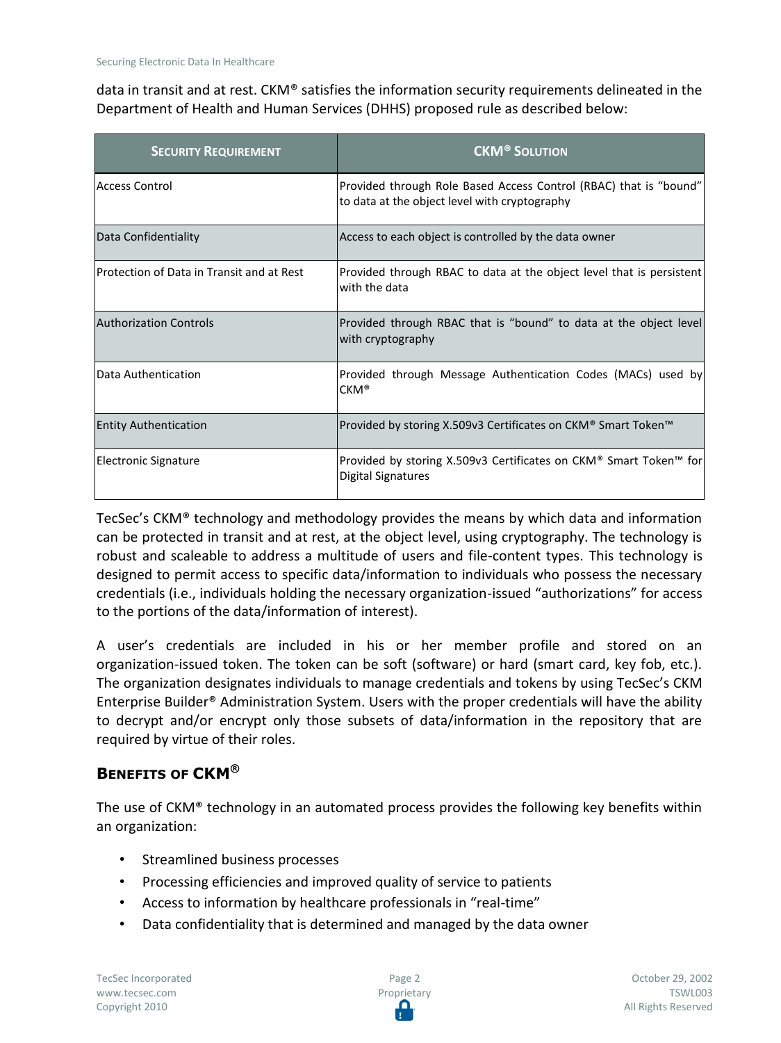data in transit and at rest. CKM® satisfies the information security requirements delineated in the Department of Health and Human Services (DHHS) proposed rule as described below:

| Security Requirement | CKM® Solution |
| --- | --- |
| Access Control | Provided through Role Based Access Control (RBAC) that is "bound" to data at the object level with cryptography |
| Data Confidentiality | Access to each object is controlled by the data owner |
| Protection of Data in Transit and at Rest | Provided through RBAC to data at the object level that is persistent with the data |
| Authorization Controls | Provided through RBAC that is "bound" to data at the object level with cryptography |
| Data Authentication | Provided through Message Authentication Codes (MACs) used by CKM® |
| Entity Authentication | Provided by storing X.509v3 Certificates on CKM® Smart Token™ |
| Electronic Signature | Provided by storing X.509v3 Certificates on CKM® Smart Token™ for Digital Signatures |

TecSec's CKM® technology and methodology provides the means by which data and information can be protected in transit and at rest, at the object level, using cryptography. The technology is robust and scaleable to address a multitude of users and file-content types. This technology is designed to permit access to specific data/information to individuals who possess the necessary credentials (i.e., individuals holding the necessary organization-issued "authorizations" for access to the portions of the data/information of interest).

A user's credentials are included in his or her member profile and stored on an organization-issued token. The token can be soft (software) or hard (smart card, key fob, etc.). The organization designates individuals to manage credentials and tokens by using TecSec's CKM Enterprise Builder® Administration System. Users with the proper credentials will have the ability to decrypt and/or encrypt only those subsets of data/information in the repository that are required by virtue of their roles.

## Benefits of CKM®

The use of CKM® technology in an automated process provides the following key benefits within an organization:

- Streamlined business processes
- Processing efficiencies and improved quality of service to patients
- Access to information by healthcare professionals in "real-time"
- Data confidentiality that is determined and managed by the data owner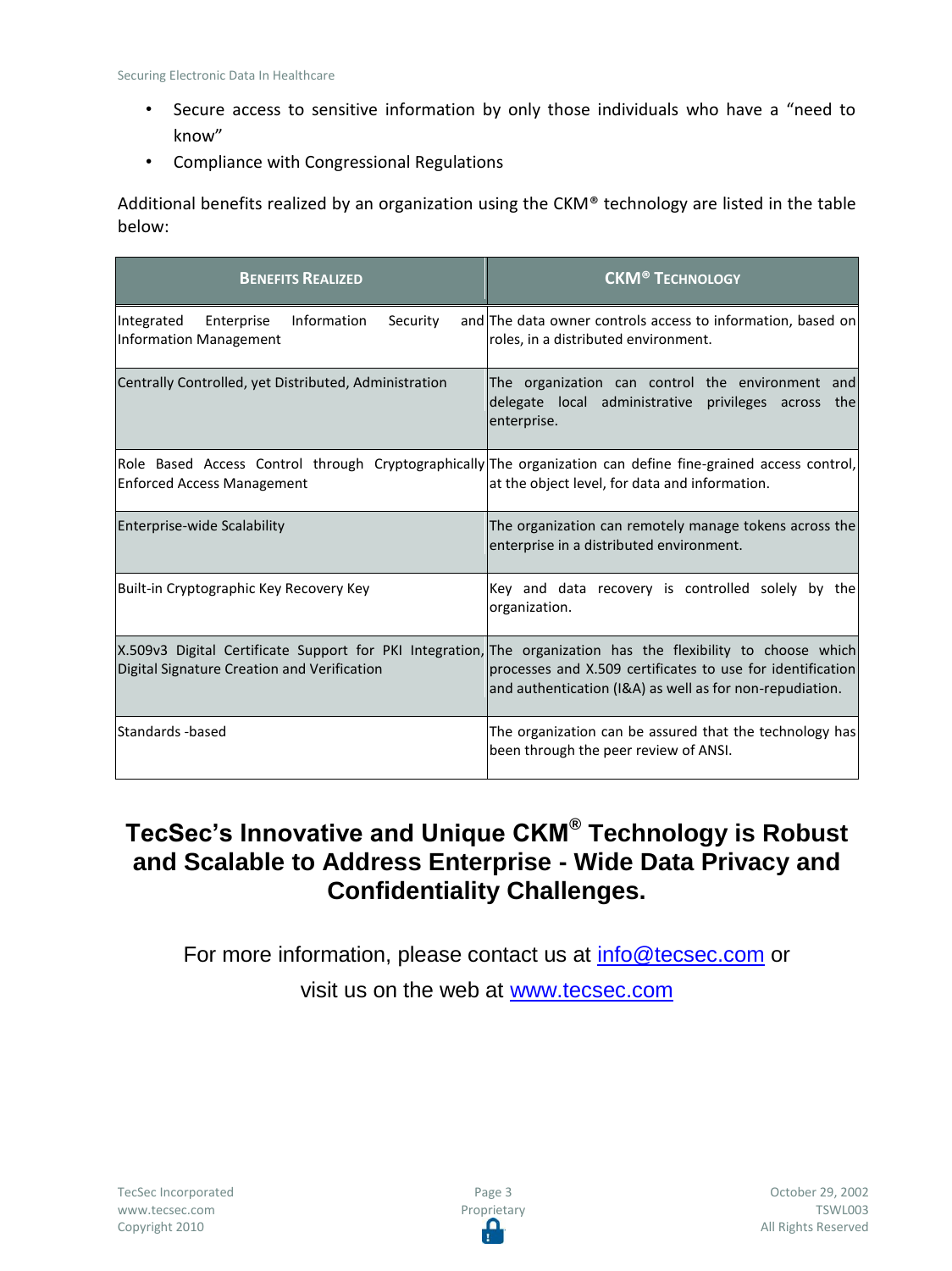- Secure access to sensitive information by only those individuals who have a "need to know"
- Compliance with Congressional Regulations

Additional benefits realized by an organization using the CKM® technology are listed in the table below:

| **Benefits Realized** | **CKM® Technology** |
|---|---|
| Integrated Enterprise Information Security and Information Management | The data owner controls access to information, based on roles, in a distributed environment. |
| Centrally Controlled, yet Distributed, Administration | The organization can control the environment and delegate local administrative privileges across the enterprise. |
| Role Based Access Control through Cryptographically Enforced Access Management | The organization can define fine-grained access control, at the object level, for data and information. |
| Enterprise-wide Scalability | The organization can remotely manage tokens across the enterprise in a distributed environment. |
| Built-in Cryptographic Key Recovery Key | Key and data recovery is controlled solely by the organization. |
| X.509v3 Digital Certificate Support for PKI Integration, Digital Signature Creation and Verification | The organization has the flexibility to choose which processes and X.509 certificates to use for identification and authentication (I&A) as well as for non-repudiation. |
| Standards -based | The organization can be assured that the technology has been through the peer review of ANSI. |

## TecSec's Innovative and Unique CKM® Technology is Robust and Scalable to Address Enterprise - Wide Data Privacy and Confidentiality Challenges.

For more information, please contact us at info@tecsec.com or visit us on the web at www.tecsec.com